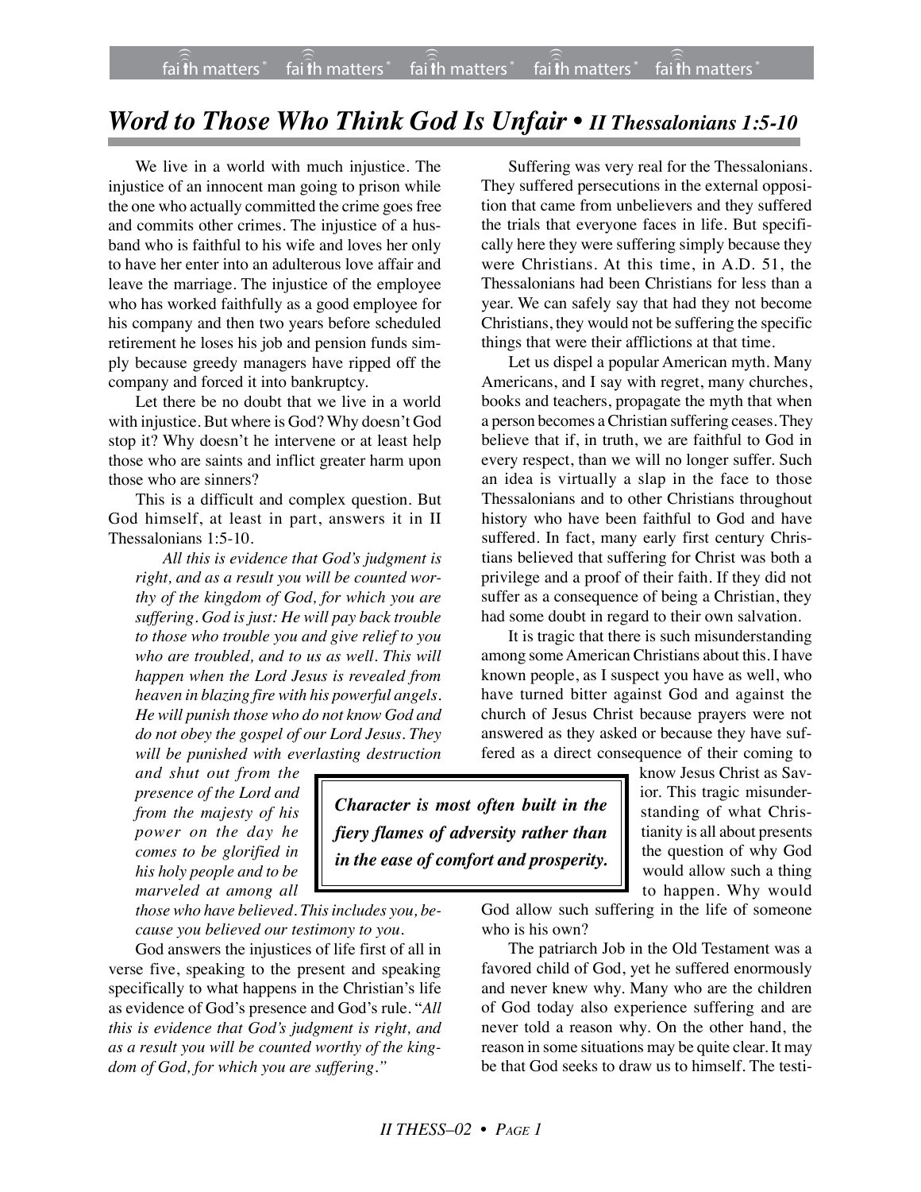# *Word to Those Who Think God Is Unfair • II Thessalonians 1:5-10*

We live in a world with much injustice. The injustice of an innocent man going to prison while the one who actually committed the crime goes free and commits other crimes. The injustice of a husband who is faithful to his wife and loves her only to have her enter into an adulterous love affair and leave the marriage. The injustice of the employee who has worked faithfully as a good employee for his company and then two years before scheduled retirement he loses his job and pension funds simply because greedy managers have ripped off the company and forced it into bankruptcy.

Let there be no doubt that we live in a world with injustice. But where is God? Why doesn't God stop it? Why doesn't he intervene or at least help those who are saints and inflict greater harm upon those who are sinners?

This is a difficult and complex question. But God himself, at least in part, answers it in II Thessalonians 1:5-10.

> *All this is evidence that God's judgment is right, and as a result you will be counted worthy of the kingdom of God, for which you are suffering. God is just: He will pay back trouble to those who trouble you and give relief to you who are troubled, and to us as well. This will happen when the Lord Jesus is revealed from heaven in blazing fire with his powerful angels. He will punish those who do not know God and do not obey the gospel of our Lord Jesus. They will be punished with everlasting destruction and shut out from the presence of the Lord and from the majesty of his power on the day he comes to be glorified in his holy people and to be marveled at among all those who have believed. This includes you, because you believed our testimony to you.*

God answers the injustices of life first of all in verse five, speaking to the present and speaking specifically to what happens in the Christian's life as evidence of God's presence and God's rule. "*All this is evidence that God's judgment is right, and as a result you will be counted worthy of the kingdom of God, for which you are suffering.*"

Suffering was very real for the Thessalonians. They suffered persecutions in the external opposition that came from unbelievers and they suffered the trials that everyone faces in life. But specifically here they were suffering simply because they were Christians. At this time, in A.D. 51, the Thessalonians had been Christians for less than a year. We can safely say that had they not become Christians, they would not be suffering the specific things that were their afflictions at that time.

Let us dispel a popular American myth. Many Americans, and I say with regret, many churches, books and teachers, propagate the myth that when a person becomes a Christian suffering ceases. They believe that if, in truth, we are faithful to God in every respect, than we will no longer suffer. Such an idea is virtually a slap in the face to those Thessalonians and to other Christians throughout history who have been faithful to God and have suffered. In fact, many early first century Christians believed that suffering for Christ was both a privilege and a proof of their faith. If they did not suffer as a consequence of being a Christian, they had some doubt in regard to their own salvation.

It is tragic that there is such misunderstanding among some American Christians about this. I have known people, as I suspect you have as well, who have turned bitter against God and against the church of Jesus Christ because prayers were not answered as they asked or because they have suffered as a direct consequence of their coming to know Jesus Christ as Savior. This tragic misunderstanding of what Christianity is all about presents the question of why God would allow such a thing to happen. Why would God allow such suffering in the life of someone who is his own?

> ***Character is most often built in the fiery flames of adversity rather than in the ease of comfort and prosperity.***

The patriarch Job in the Old Testament was a favored child of God, yet he suffered enormously and never knew why. Many who are the children of God today also experience suffering and are never told a reason why. On the other hand, the reason in some situations may be quite clear. It may be that God seeks to draw us to himself. The testi-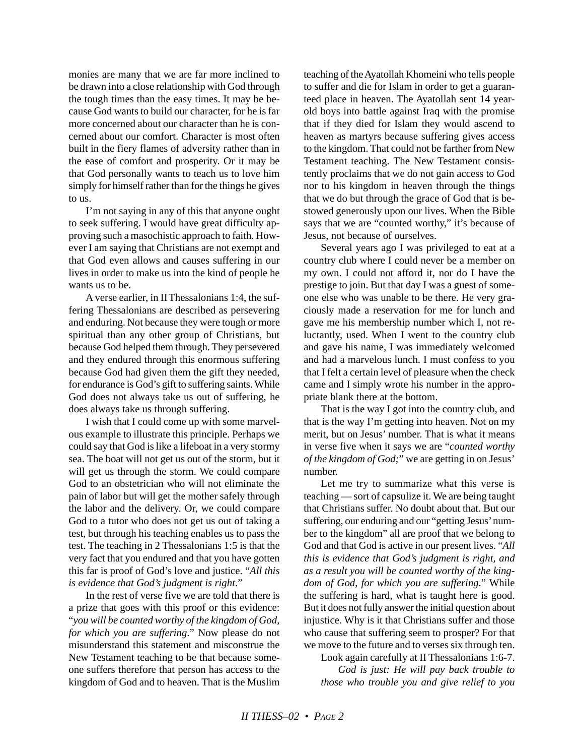monies are many that we are far more inclined to be drawn into a close relationship with God through the tough times than the easy times. It may be because God wants to build our character, for he is far more concerned about our character than he is concerned about our comfort. Character is most often built in the fiery flames of adversity rather than in the ease of comfort and prosperity. Or it may be that God personally wants to teach us to love him simply for himself rather than for the things he gives to us.

I'm not saying in any of this that anyone ought to seek suffering. I would have great difficulty approving such a masochistic approach to faith. However I am saying that Christians are not exempt and that God even allows and causes suffering in our lives in order to make us into the kind of people he wants us to be.

A verse earlier, in II Thessalonians 1:4, the suffering Thessalonians are described as persevering and enduring. Not because they were tough or more spiritual than any other group of Christians, but because God helped them through. They persevered and they endured through this enormous suffering because God had given them the gift they needed, for endurance is God's gift to suffering saints. While God does not always take us out of suffering, he does always take us through suffering.

I wish that I could come up with some marvelous example to illustrate this principle. Perhaps we could say that God is like a lifeboat in a very stormy sea. The boat will not get us out of the storm, but it will get us through the storm. We could compare God to an obstetrician who will not eliminate the pain of labor but will get the mother safely through the labor and the delivery. Or, we could compare God to a tutor who does not get us out of taking a test, but through his teaching enables us to pass the test. The teaching in 2 Thessalonians 1:5 is that the very fact that you endured and that you have gotten this far is proof of God's love and justice. "*All this is evidence that God's judgment is right*."

In the rest of verse five we are told that there is a prize that goes with this proof or this evidence: "*you will be counted worthy of the kingdom of God, for which you are suffering*." Now please do not misunderstand this statement and misconstrue the New Testament teaching to be that because someone suffers therefore that person has access to the kingdom of God and to heaven. That is the Muslim teaching of the Ayatollah Khomeini who tells people to suffer and die for Islam in order to get a guaranteed place in heaven. The Ayatollah sent 14 year-old boys into battle against Iraq with the promise that if they died for Islam they would ascend to heaven as martyrs because suffering gives access to the kingdom. That could not be farther from New Testament teaching. The New Testament consistently proclaims that we do not gain access to God nor to his kingdom in heaven through the things that we do but through the grace of God that is bestowed generously upon our lives. When the Bible says that we are "counted worthy," it's because of Jesus, not because of ourselves.

Several years ago I was privileged to eat at a country club where I could never be a member on my own. I could not afford it, nor do I have the prestige to join. But that day I was a guest of someone else who was unable to be there. He very graciously made a reservation for me for lunch and gave me his membership number which I, not reluctantly, used. When I went to the country club and gave his name, I was immediately welcomed and had a marvelous lunch. I must confess to you that I felt a certain level of pleasure when the check came and I simply wrote his number in the appropriate blank there at the bottom.

That is the way I got into the country club, and that is the way I'm getting into heaven. Not on my merit, but on Jesus' number. That is what it means in verse five when it says we are "*counted worthy of the kingdom of God;*" we are getting in on Jesus' number.

Let me try to summarize what this verse is teaching — sort of capsulize it. We are being taught that Christians suffer. No doubt about that. But our suffering, our enduring and our "getting Jesus' number to the kingdom" all are proof that we belong to God and that God is active in our present lives. "*All this is evidence that God's judgment is right, and as a result you will be counted worthy of the kingdom of God, for which you are suffering*." While the suffering is hard, what is taught here is good. But it does not fully answer the initial question about injustice. Why is it that Christians suffer and those who cause that suffering seem to prosper? For that we move to the future and to verses six through ten.

Look again carefully at II Thessalonians 1:6-7.

> *God is just: He will pay back trouble to those who trouble you and give relief to you*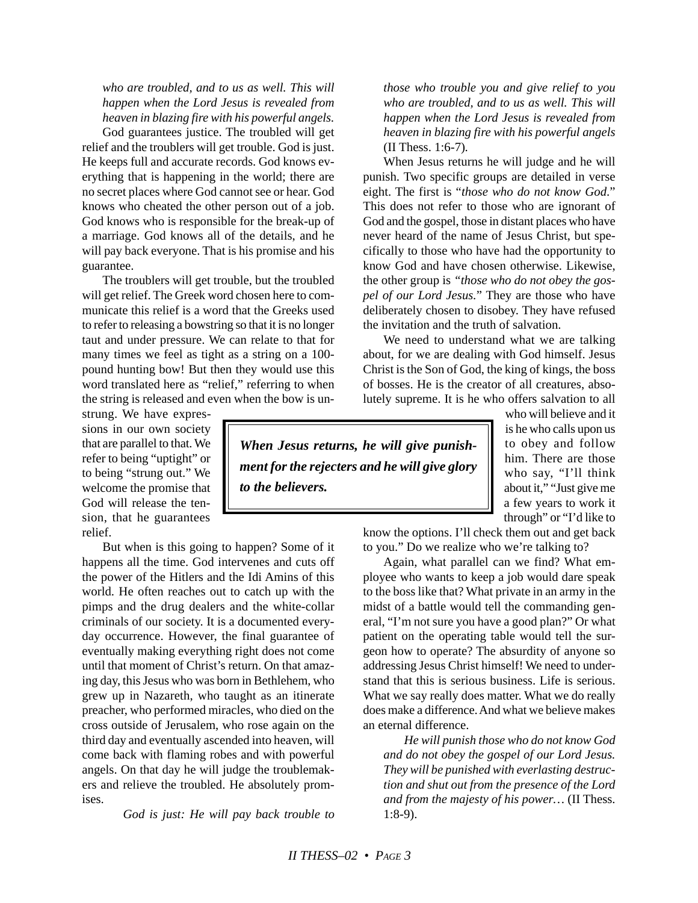*who are troubled, and to us as well. This will happen when the Lord Jesus is revealed from heaven in blazing fire with his powerful angels.*

God guarantees justice. The troubled will get relief and the troublers will get trouble. God is just. He keeps full and accurate records. God knows everything that is happening in the world; there are no secret places where God cannot see or hear. God knows who cheated the other person out of a job. God knows who is responsible for the break-up of a marriage. God knows all of the details, and he will pay back everyone. That is his promise and his guarantee.

The troublers will get trouble, but the troubled will get relief. The Greek word chosen here to communicate this relief is a word that the Greeks used to refer to releasing a bowstring so that it is no longer taut and under pressure. We can relate to that for many times we feel as tight as a string on a 100-pound hunting bow! But then they would use this word translated here as "relief," referring to when the string is released and even when the bow is unstrung. We have expressions in our own society that are parallel to that. We refer to being "uptight" or to being "strung out." We welcome the promise that God will release the tension, that he guarantees relief.

But when is this going to happen? Some of it happens all the time. God intervenes and cuts off the power of the Hitlers and the Idi Amins of this world. He often reaches out to catch up with the pimps and the drug dealers and the white-collar criminals of our society. It is a documented everyday occurrence. However, the final guarantee of eventually making everything right does not come until that moment of Christ's return. On that amazing day, this Jesus who was born in Bethlehem, who grew up in Nazareth, who taught as an itinerate preacher, who performed miracles, who died on the cross outside of Jerusalem, who rose again on the third day and eventually ascended into heaven, will come back with flaming robes and with powerful angels. On that day he will judge the troublemakers and relieve the troubled. He absolutely promises.

> *God is just: He will pay back trouble to those who trouble you and give relief to you who are troubled, and to us as well. This will happen when the Lord Jesus is revealed from heaven in blazing fire with his powerful angels* (II Thess. 1:6-7).

When Jesus returns he will judge and he will punish. Two specific groups are detailed in verse eight. The first is "*those who do not know God*." This does not refer to those who are ignorant of God and the gospel, those in distant places who have never heard of the name of Jesus Christ, but specifically to those who have had the opportunity to know God and have chosen otherwise. Likewise, the other group is *"those who do not obey the gospel of our Lord Jesus.*" They are those who have deliberately chosen to disobey. They have refused the invitation and the truth of salvation.

We need to understand what we are talking about, for we are dealing with God himself. Jesus Christ is the Son of God, the king of kings, the boss of bosses. He is the creator of all creatures, absolutely supreme. It is he who offers salvation to all who will believe and it is he who calls upon us to obey and follow him. There are those who say, "I'll think about it," "Just give me a few years to work it through" or "I'd like to know the options. I'll check them out and get back to you." Do we realize who we're talking to?

> ***When Jesus returns, he will give punishment for the rejecters and he will give glory to the believers.***

Again, what parallel can we find? What employee who wants to keep a job would dare speak to the boss like that? What private in an army in the midst of a battle would tell the commanding general, "I'm not sure you have a good plan?" Or what patient on the operating table would tell the surgeon how to operate? The absurdity of anyone so addressing Jesus Christ himself! We need to understand that this is serious business. Life is serious. What we say really does matter. What we do really does make a difference. And what we believe makes an eternal difference.

> *He will punish those who do not know God and do not obey the gospel of our Lord Jesus. They will be punished with everlasting destruction and shut out from the presence of the Lord and from the majesty of his power…* (II Thess. 1:8-9).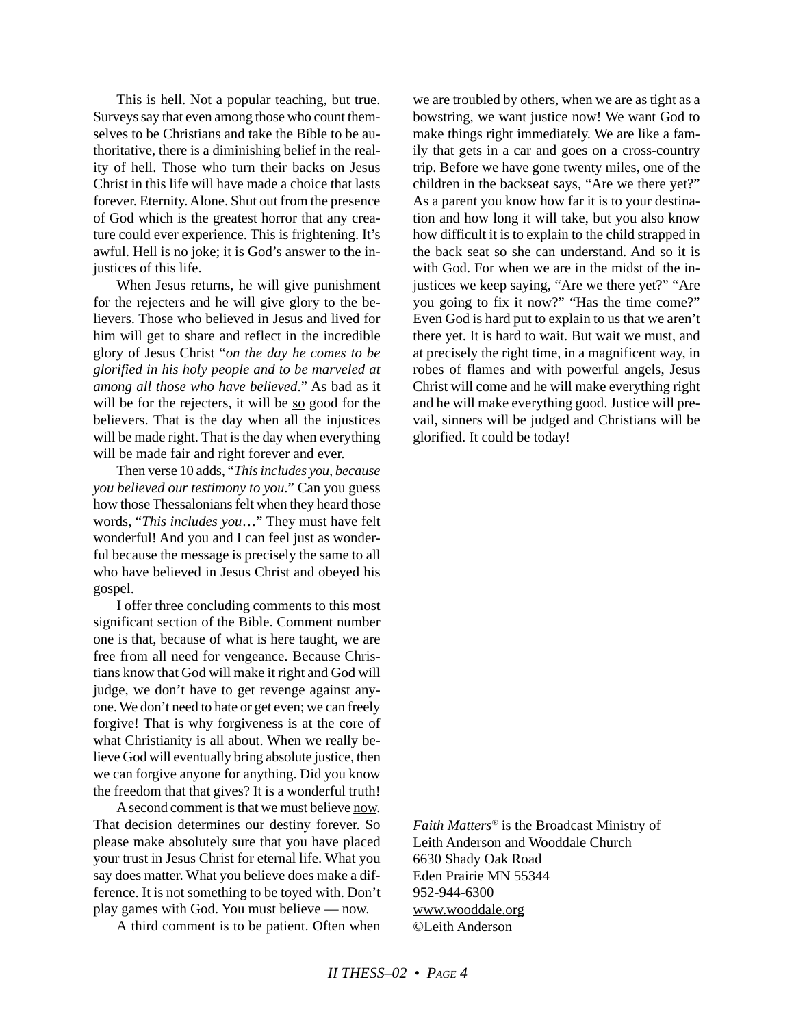This is hell. Not a popular teaching, but true. Surveys say that even among those who count themselves to be Christians and take the Bible to be authoritative, there is a diminishing belief in the reality of hell. Those who turn their backs on Jesus Christ in this life will have made a choice that lasts forever. Eternity. Alone. Shut out from the presence of God which is the greatest horror that any creature could ever experience. This is frightening. It's awful. Hell is no joke; it is God's answer to the injustices of this life.

When Jesus returns, he will give punishment for the rejecters and he will give glory to the believers. Those who believed in Jesus and lived for him will get to share and reflect in the incredible glory of Jesus Christ "*on the day he comes to be glorified in his holy people and to be marveled at among all those who have believed*." As bad as it will be for the rejecters, it will be so good for the believers. That is the day when all the injustices will be made right. That is the day when everything will be made fair and right forever and ever.

Then verse 10 adds, "*This includes you, because you believed our testimony to you*." Can you guess how those Thessalonians felt when they heard those words, "*This includes you*…" They must have felt wonderful! And you and I can feel just as wonderful because the message is precisely the same to all who have believed in Jesus Christ and obeyed his gospel.

I offer three concluding comments to this most significant section of the Bible. Comment number one is that, because of what is here taught, we are free from all need for vengeance. Because Christians know that God will make it right and God will judge, we don't have to get revenge against anyone. We don't need to hate or get even; we can freely forgive! That is why forgiveness is at the core of what Christianity is all about. When we really believe God will eventually bring absolute justice, then we can forgive anyone for anything. Did you know the freedom that that gives? It is a wonderful truth!

A second comment is that we must believe now. That decision determines our destiny forever. So please make absolutely sure that you have placed your trust in Jesus Christ for eternal life. What you say does matter. What you believe does make a difference. It is not something to be toyed with. Don't play games with God. You must believe — now.

A third comment is to be patient. Often when we are troubled by others, when we are as tight as a bowstring, we want justice now! We want God to make things right immediately. We are like a family that gets in a car and goes on a cross-country trip. Before we have gone twenty miles, one of the children in the backseat says, "Are we there yet?" As a parent you know how far it is to your destination and how long it will take, but you also know how difficult it is to explain to the child strapped in the back seat so she can understand. And so it is with God. For when we are in the midst of the injustices we keep saying, "Are we there yet?" "Are you going to fix it now?" "Has the time come?" Even God is hard put to explain to us that we aren't there yet. It is hard to wait. But wait we must, and at precisely the right time, in a magnificent way, in robes of flames and with powerful angels, Jesus Christ will come and he will make everything right and he will make everything good. Justice will prevail, sinners will be judged and Christians will be glorified. It could be today!

*Faith Matters*® is the Broadcast Ministry of
Leith Anderson and Wooddale Church
6630 Shady Oak Road
Eden Prairie MN 55344
952-944-6300
www.wooddale.org
©Leith Anderson